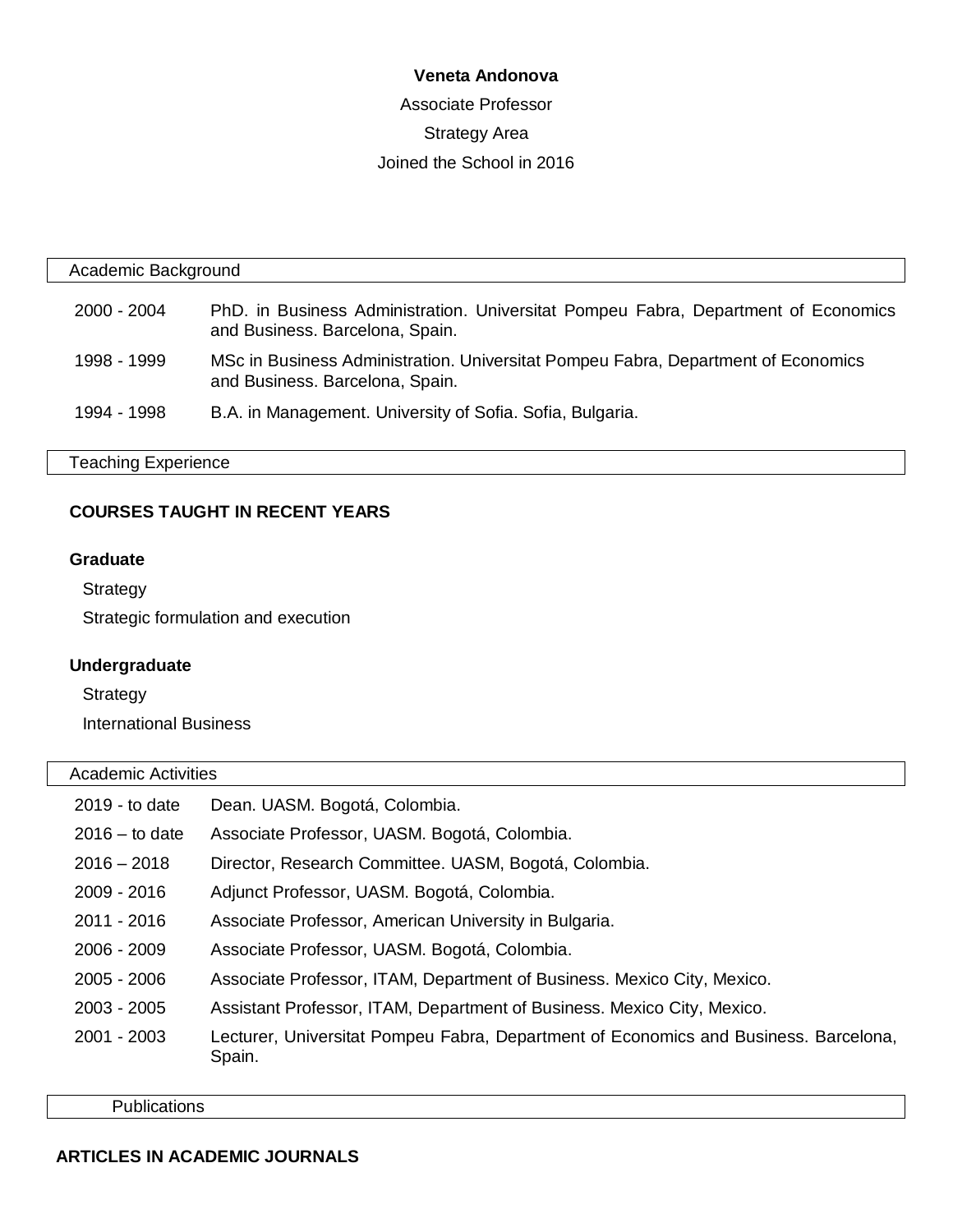**Veneta Andonova**

Associate Professor

Strategy Area

Joined the School in 2016

## Academic Background

| | |
|---|---|
| 2000 - 2004 | PhD. in Business Administration. Universitat Pompeu Fabra, Department of Economics and Business. Barcelona, Spain. |
| 1998 - 1999 | MSc in Business Administration. Universitat Pompeu Fabra, Department of Economics and Business. Barcelona, Spain. |
| 1994 - 1998 | B.A. in Management. University of Sofia. Sofia, Bulgaria. |

## Teaching Experience

### COURSES TAUGHT IN RECENT YEARS

**Graduate**

Strategy

Strategic formulation and execution

**Undergraduate**

Strategy

International Business

## Academic Activities

| | |
|---|---|
| 2019 - to date | Dean. UASM. Bogotá, Colombia. |
| 2016 – to date | Associate Professor, UASM. Bogotá, Colombia. |
| 2016 – 2018 | Director, Research Committee. UASM, Bogotá, Colombia. |
| 2009 - 2016 | Adjunct Professor, UASM. Bogotá, Colombia. |
| 2011 - 2016 | Associate Professor, American University in Bulgaria. |
| 2006 - 2009 | Associate Professor, UASM. Bogotá, Colombia. |
| 2005 - 2006 | Associate Professor, ITAM, Department of Business. Mexico City, Mexico. |
| 2003 - 2005 | Assistant Professor, ITAM, Department of Business. Mexico City, Mexico. |
| 2001 - 2003 | Lecturer, Universitat Pompeu Fabra, Department of Economics and Business. Barcelona, Spain. |

## Publications

### ARTICLES IN ACADEMIC JOURNALS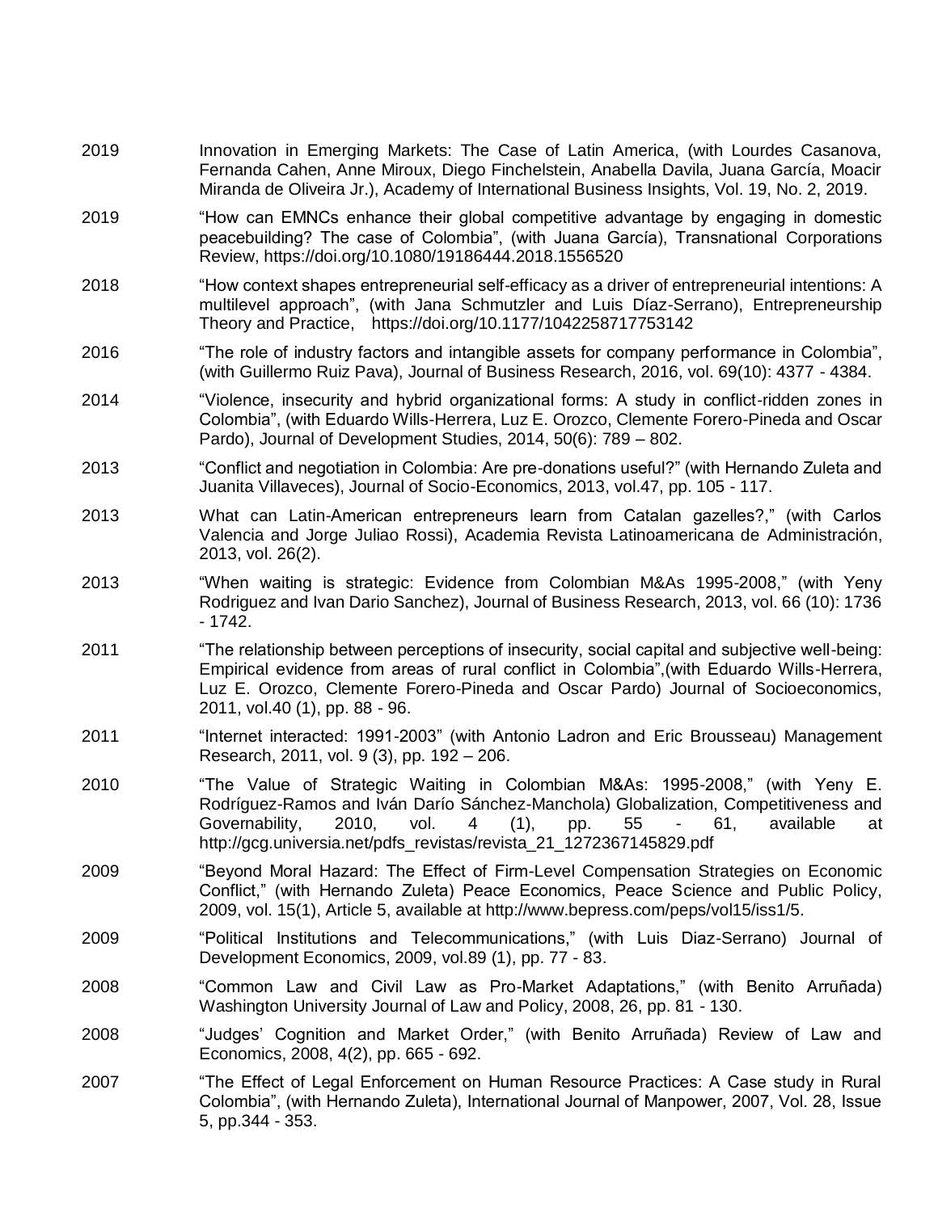2019 Innovation in Emerging Markets: The Case of Latin America, (with Lourdes Casanova, Fernanda Cahen, Anne Miroux, Diego Finchelstein, Anabella Davila, Juana García, Moacir Miranda de Oliveira Jr.), Academy of International Business Insights, Vol. 19, No. 2, 2019.

2019 "How can EMNCs enhance their global competitive advantage by engaging in domestic peacebuilding? The case of Colombia", (with Juana García), Transnational Corporations Review, https://doi.org/10.1080/19186444.2018.1556520

2018 "How context shapes entrepreneurial self-efficacy as a driver of entrepreneurial intentions: A multilevel approach", (with Jana Schmutzler and Luis Díaz-Serrano), Entrepreneurship Theory and Practice, https://doi.org/10.1177/1042258717753142

2016 "The role of industry factors and intangible assets for company performance in Colombia", (with Guillermo Ruiz Pava), Journal of Business Research, 2016, vol. 69(10): 4377 - 4384.

2014 "Violence, insecurity and hybrid organizational forms: A study in conflict-ridden zones in Colombia", (with Eduardo Wills-Herrera, Luz E. Orozco, Clemente Forero-Pineda and Oscar Pardo), Journal of Development Studies, 2014, 50(6): 789 – 802.

2013 "Conflict and negotiation in Colombia: Are pre-donations useful?" (with Hernando Zuleta and Juanita Villaveces), Journal of Socio-Economics, 2013, vol.47, pp. 105 - 117.

2013 What can Latin-American entrepreneurs learn from Catalan gazelles?," (with Carlos Valencia and Jorge Juliao Rossi), Academia Revista Latinoamericana de Administración, 2013, vol. 26(2).

2013 "When waiting is strategic: Evidence from Colombian M&As 1995-2008," (with Yeny Rodriguez and Ivan Dario Sanchez), Journal of Business Research, 2013, vol. 66 (10): 1736 - 1742.

2011 "The relationship between perceptions of insecurity, social capital and subjective well-being: Empirical evidence from areas of rural conflict in Colombia",(with Eduardo Wills-Herrera, Luz E. Orozco, Clemente Forero-Pineda and Oscar Pardo) Journal of Socioeconomics, 2011, vol.40 (1), pp. 88 - 96.

2011 "Internet interacted: 1991-2003" (with Antonio Ladron and Eric Brousseau) Management Research, 2011, vol. 9 (3), pp. 192 – 206.

2010 "The Value of Strategic Waiting in Colombian M&As: 1995-2008," (with Yeny E. Rodríguez-Ramos and Iván Darío Sánchez-Manchola) Globalization, Competitiveness and Governability, 2010, vol. 4 (1), pp. 55 - 61, available at http://gcg.universia.net/pdfs_revistas/revista_21_1272367145829.pdf

2009 "Beyond Moral Hazard: The Effect of Firm-Level Compensation Strategies on Economic Conflict," (with Hernando Zuleta) Peace Economics, Peace Science and Public Policy, 2009, vol. 15(1), Article 5, available at http://www.bepress.com/peps/vol15/iss1/5.

2009 "Political Institutions and Telecommunications," (with Luis Diaz-Serrano) Journal of Development Economics, 2009, vol.89 (1), pp. 77 - 83.

2008 "Common Law and Civil Law as Pro-Market Adaptations," (with Benito Arruñada) Washington University Journal of Law and Policy, 2008, 26, pp. 81 - 130.

2008 "Judges' Cognition and Market Order," (with Benito Arruñada) Review of Law and Economics, 2008, 4(2), pp. 665 - 692.

2007 "The Effect of Legal Enforcement on Human Resource Practices: A Case study in Rural Colombia", (with Hernando Zuleta), International Journal of Manpower, 2007, Vol. 28, Issue 5, pp.344 - 353.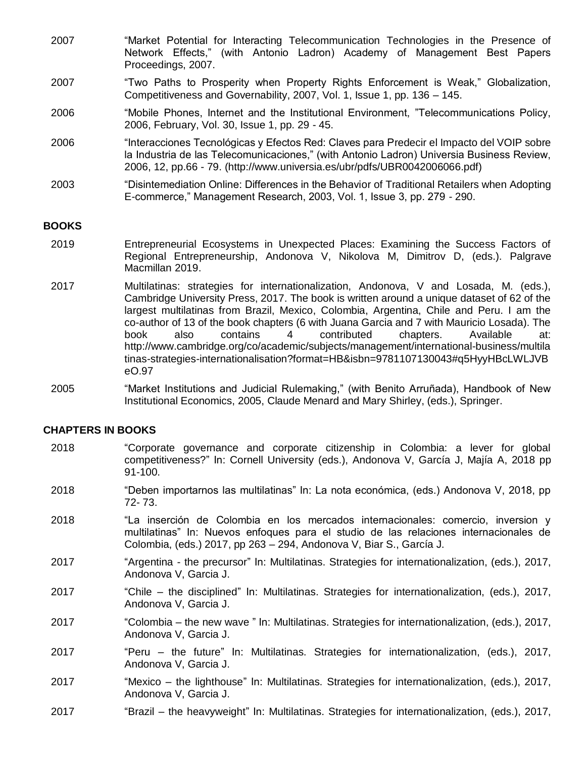2007 "Market Potential for Interacting Telecommunication Technologies in the Presence of Network Effects," (with Antonio Ladron) Academy of Management Best Papers Proceedings, 2007.

2007 "Two Paths to Prosperity when Property Rights Enforcement is Weak," Globalization, Competitiveness and Governability, 2007, Vol. 1, Issue 1, pp. 136 – 145.

2006 "Mobile Phones, Internet and the Institutional Environment, "Telecommunications Policy, 2006, February, Vol. 30, Issue 1, pp. 29 - 45.

2006 "Interacciones Tecnológicas y Efectos Red: Claves para Predecir el Impacto del VOIP sobre la Industria de las Telecomunicaciones," (with Antonio Ladron) Universia Business Review, 2006, 12, pp.66 - 79. (http://www.universia.es/ubr/pdfs/UBR0042006066.pdf)

2003 "Disintemediation Online: Differences in the Behavior of Traditional Retailers when Adopting E-commerce," Management Research, 2003, Vol. 1, Issue 3, pp. 279 - 290.

## BOOKS

2019 Entrepreneurial Ecosystems in Unexpected Places: Examining the Success Factors of Regional Entrepreneurship, Andonova V, Nikolova M, Dimitrov D, (eds.). Palgrave Macmillan 2019.

2017 Multilatinas: strategies for internationalization, Andonova, V and Losada, M. (eds.), Cambridge University Press, 2017. The book is written around a unique dataset of 62 of the largest multilatinas from Brazil, Mexico, Colombia, Argentina, Chile and Peru. I am the co-author of 13 of the book chapters (6 with Juana Garcia and 7 with Mauricio Losada). The book also contains 4 contributed chapters. Available at: http://www.cambridge.org/co/academic/subjects/management/international-business/multilatinas-strategies-internationalisation?format=HB&isbn=9781107130043#q5HyyHBcLWLJVBeO.97

2005 "Market Institutions and Judicial Rulemaking," (with Benito Arruñada), Handbook of New Institutional Economics, 2005, Claude Menard and Mary Shirley, (eds.), Springer.

## CHAPTERS IN BOOKS

2018 "Corporate governance and corporate citizenship in Colombia: a lever for global competitiveness?" In: Cornell University (eds.), Andonova V, García J, Majía A, 2018 pp 91-100.

2018 "Deben importarnos las multilatinas" In: La nota económica, (eds.) Andonova V, 2018, pp 72- 73.

2018 "La inserción de Colombia en los mercados internacionales: comercio, inversion y multilatinas" In: Nuevos enfoques para el studio de las relaciones internacionales de Colombia, (eds.) 2017, pp 263 – 294, Andonova V, Biar S., García J.

2017 "Argentina - the precursor" In: Multilatinas. Strategies for internationalization, (eds.), 2017, Andonova V, Garcia J.

2017 "Chile – the disciplined" In: Multilatinas. Strategies for internationalization, (eds.), 2017, Andonova V, Garcia J.

2017 "Colombia – the new wave " In: Multilatinas. Strategies for internationalization, (eds.), 2017, Andonova V, Garcia J.

2017 "Peru – the future" In: Multilatinas. Strategies for internationalization, (eds.), 2017, Andonova V, Garcia J.

2017 "Mexico – the lighthouse" In: Multilatinas. Strategies for internationalization, (eds.), 2017, Andonova V, Garcia J.

2017 "Brazil – the heavyweight" In: Multilatinas. Strategies for internationalization, (eds.), 2017,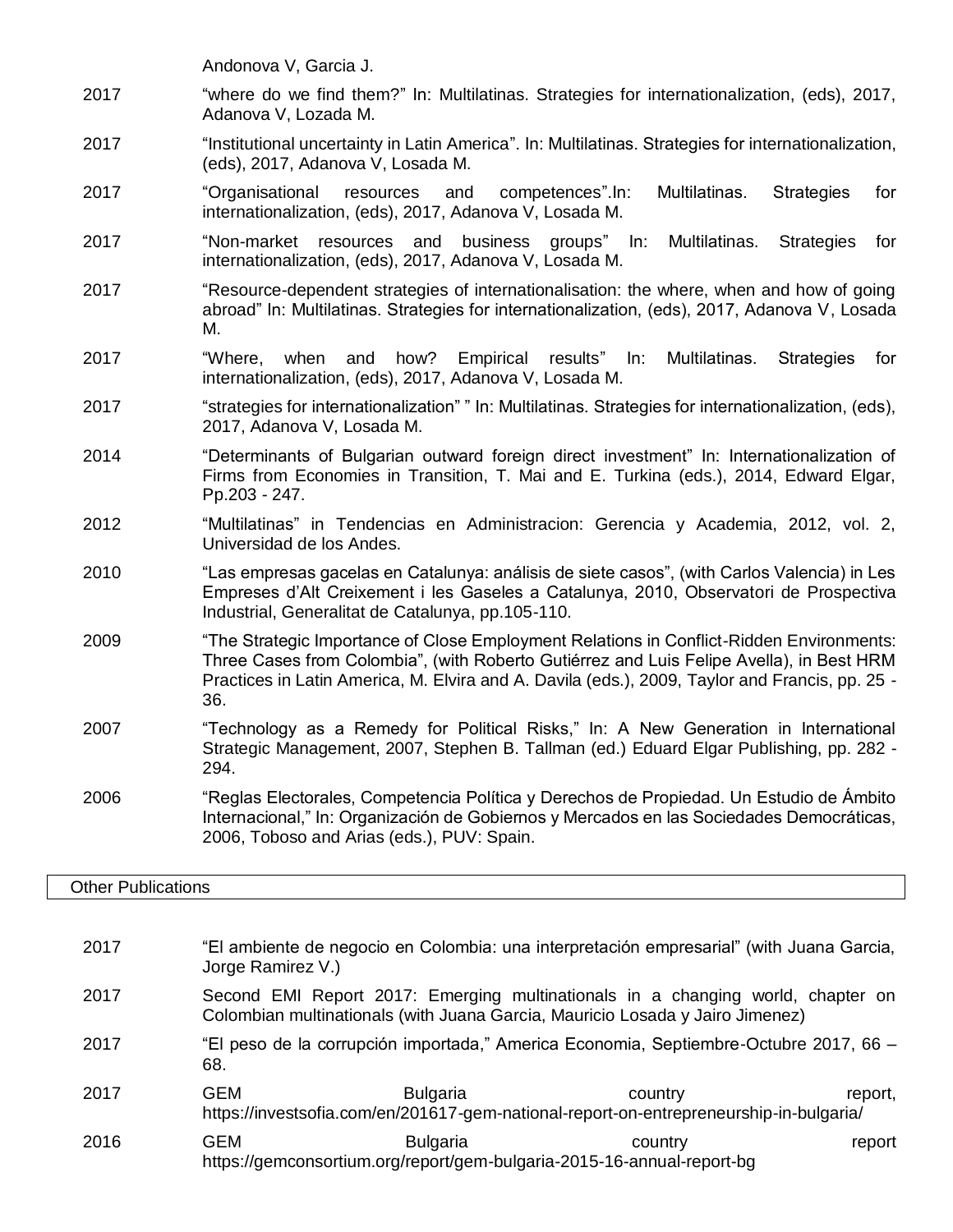Andonova V, Garcia J.

| | |
|---|---|
| 2017 | "where do we find them?" In: Multilatinas. Strategies for internationalization, (eds), 2017, Adanova V, Lozada M. |
| 2017 | "Institutional uncertainty in Latin America". In: Multilatinas. Strategies for internationalization, (eds), 2017, Adanova V, Losada M. |
| 2017 | "Organisational resources and competences".In: Multilatinas. Strategies for internationalization, (eds), 2017, Adanova V, Losada M. |
| 2017 | "Non-market resources and business groups" In: Multilatinas. Strategies for internationalization, (eds), 2017, Adanova V, Losada M. |
| 2017 | "Resource-dependent strategies of internationalisation: the where, when and how of going abroad" In: Multilatinas. Strategies for internationalization, (eds), 2017, Adanova V, Losada M. |
| 2017 | "Where, when and how? Empirical results" In: Multilatinas. Strategies for internationalization, (eds), 2017, Adanova V, Losada M. |
| 2017 | "strategies for internationalization" " In: Multilatinas. Strategies for internationalization, (eds), 2017, Adanova V, Losada M. |
| 2014 | "Determinants of Bulgarian outward foreign direct investment" In: Internationalization of Firms from Economies in Transition, T. Mai and E. Turkina (eds.), 2014, Edward Elgar, Pp.203 - 247. |
| 2012 | "Multilatinas" in Tendencias en Administracion: Gerencia y Academia, 2012, vol. 2, Universidad de los Andes. |
| 2010 | "Las empresas gacelas en Catalunya: análisis de siete casos", (with Carlos Valencia) in Les Empreses d'Alt Creixement i les Gaseles a Catalunya, 2010, Observatori de Prospectiva Industrial, Generalitat de Catalunya, pp.105-110. |
| 2009 | "The Strategic Importance of Close Employment Relations in Conflict-Ridden Environments: Three Cases from Colombia", (with Roberto Gutiérrez and Luis Felipe Avella), in Best HRM Practices in Latin America, M. Elvira and A. Davila (eds.), 2009, Taylor and Francis, pp. 25 - 36. |
| 2007 | "Technology as a Remedy for Political Risks," In: A New Generation in International Strategic Management, 2007, Stephen B. Tallman (ed.) Eduard Elgar Publishing, pp. 282 - 294. |
| 2006 | "Reglas Electorales, Competencia Política y Derechos de Propiedad. Un Estudio de Ámbito Internacional," In: Organización de Gobiernos y Mercados en las Sociedades Democráticas, 2006, Toboso and Arias (eds.), PUV: Spain. |

## Other Publications

| | |
|---|---|
| 2017 | "El ambiente de negocio en Colombia: una interpretación empresarial" (with Juana Garcia, Jorge Ramirez V.) |
| 2017 | Second EMI Report 2017: Emerging multinationals in a changing world, chapter on Colombian multinationals (with Juana Garcia, Mauricio Losada y Jairo Jimenez) |
| 2017 | "El peso de la corrupción importada," America Economia, Septiembre-Octubre 2017, 66 – 68. |
| 2017 | GEM Bulgaria country report, https://investsofia.com/en/201617-gem-national-report-on-entrepreneurship-in-bulgaria/ |
| 2016 | GEM Bulgaria country report https://gemconsortium.org/report/gem-bulgaria-2015-16-annual-report-bg |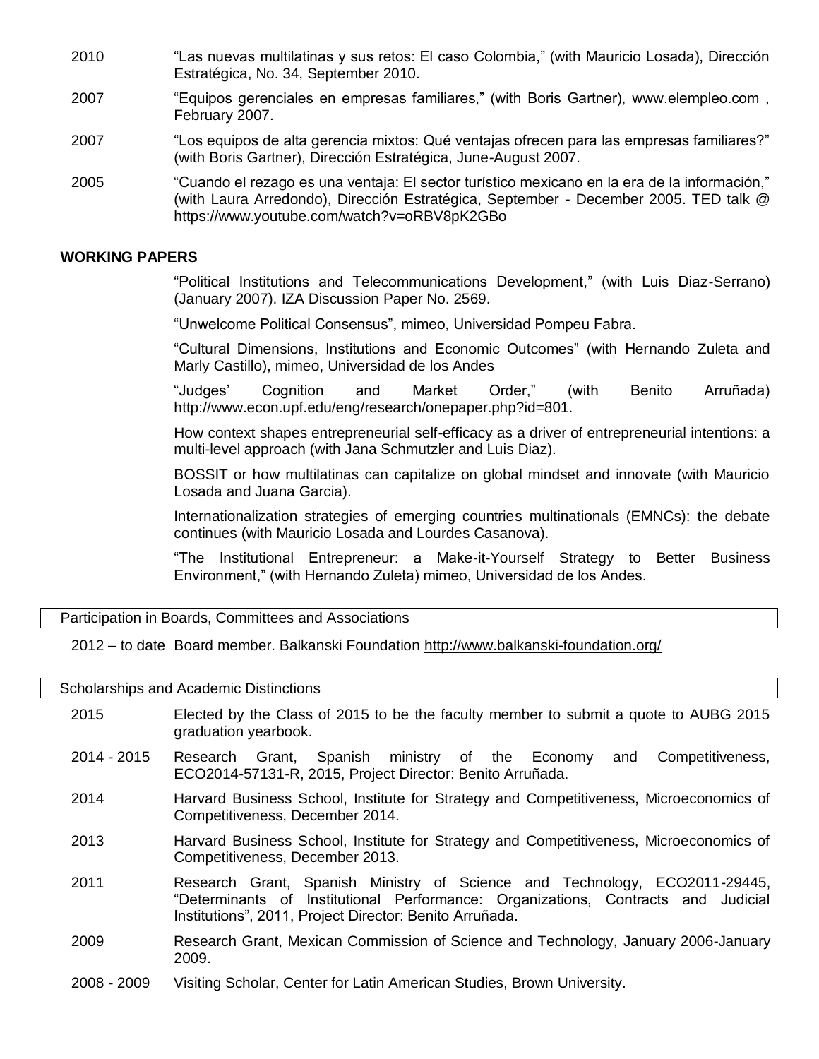2010 “Las nuevas multilatinas y sus retos: El caso Colombia,” (with Mauricio Losada), Dirección Estratégica, No. 34, September 2010.

2007 “Equipos gerenciales en empresas familiares,” (with Boris Gartner), www.elempleo.com , February 2007.

2007 “Los equipos de alta gerencia mixtos: Qué ventajas ofrecen para las empresas familiares?” (with Boris Gartner), Dirección Estratégica, June-August 2007.

2005 “Cuando el rezago es una ventaja: El sector turístico mexicano en la era de la información,” (with Laura Arredondo), Dirección Estratégica, September - December 2005. TED talk @ https://www.youtube.com/watch?v=oRBV8pK2GBo

### WORKING PAPERS

“Political Institutions and Telecommunications Development,” (with Luis Diaz-Serrano) (January 2007). IZA Discussion Paper No. 2569.

“Unwelcome Political Consensus”, mimeo, Universidad Pompeu Fabra.

“Cultural Dimensions, Institutions and Economic Outcomes” (with Hernando Zuleta and Marly Castillo), mimeo, Universidad de los Andes

“Judges’ Cognition and Market Order,” (with Benito Arruñada) http://www.econ.upf.edu/eng/research/onepaper.php?id=801.

How context shapes entrepreneurial self-efficacy as a driver of entrepreneurial intentions: a multi-level approach (with Jana Schmutzler and Luis Diaz).

BOSSIT or how multilatinas can capitalize on global mindset and innovate (with Mauricio Losada and Juana Garcia).

Internationalization strategies of emerging countries multinationals (EMNCs): the debate continues (with Mauricio Losada and Lourdes Casanova).

“The Institutional Entrepreneur: a Make-it-Yourself Strategy to Better Business Environment,” (with Hernando Zuleta) mimeo, Universidad de los Andes.

### Participation in Boards, Committees and Associations

2012 – to date Board member. Balkanski Foundation http://www.balkanski-foundation.org/

### Scholarships and Academic Distinctions

2015 Elected by the Class of 2015 to be the faculty member to submit a quote to AUBG 2015 graduation yearbook.

2014 - 2015 Research Grant, Spanish ministry of the Economy and Competitiveness, ECO2014-57131-R, 2015, Project Director: Benito Arruñada.

2014 Harvard Business School, Institute for Strategy and Competitiveness, Microeconomics of Competitiveness, December 2014.

2013 Harvard Business School, Institute for Strategy and Competitiveness, Microeconomics of Competitiveness, December 2013.

2011 Research Grant, Spanish Ministry of Science and Technology, ECO2011-29445, “Determinants of Institutional Performance: Organizations, Contracts and Judicial Institutions”, 2011, Project Director: Benito Arruñada.

2009 Research Grant, Mexican Commission of Science and Technology, January 2006-January 2009.

2008 - 2009 Visiting Scholar, Center for Latin American Studies, Brown University.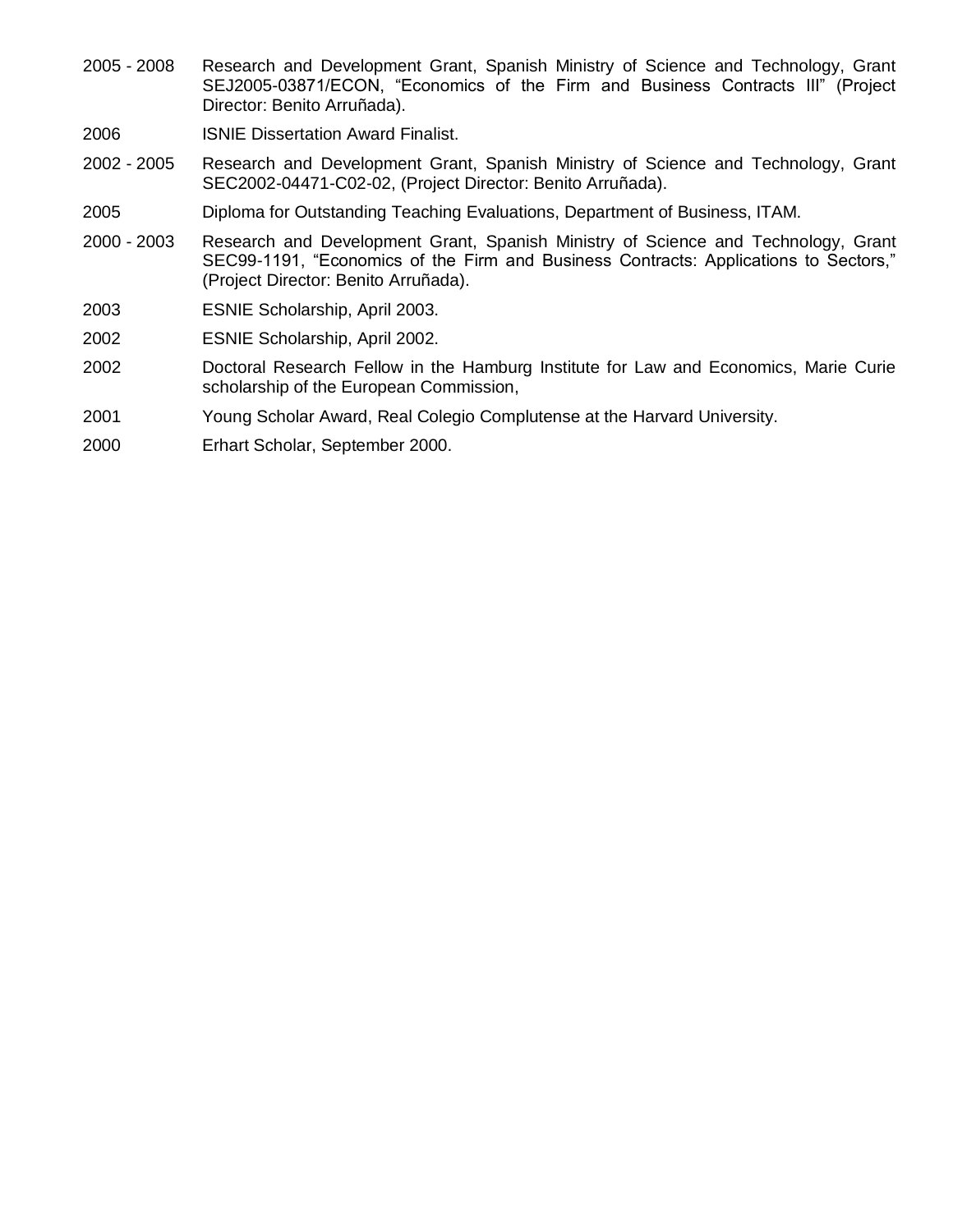2005 - 2008 Research and Development Grant, Spanish Ministry of Science and Technology, Grant SEJ2005-03871/ECON, “Economics of the Firm and Business Contracts III” (Project Director: Benito Arruñada).

2006 ISNIE Dissertation Award Finalist.

2002 - 2005 Research and Development Grant, Spanish Ministry of Science and Technology, Grant SEC2002-04471-C02-02, (Project Director: Benito Arruñada).

2005 Diploma for Outstanding Teaching Evaluations, Department of Business, ITAM.

2000 - 2003 Research and Development Grant, Spanish Ministry of Science and Technology, Grant SEC99-1191, “Economics of the Firm and Business Contracts: Applications to Sectors,” (Project Director: Benito Arruñada).

2003 ESNIE Scholarship, April 2003.

2002 ESNIE Scholarship, April 2002.

2002 Doctoral Research Fellow in the Hamburg Institute for Law and Economics, Marie Curie scholarship of the European Commission,

2001 Young Scholar Award, Real Colegio Complutense at the Harvard University.

2000 Erhart Scholar, September 2000.